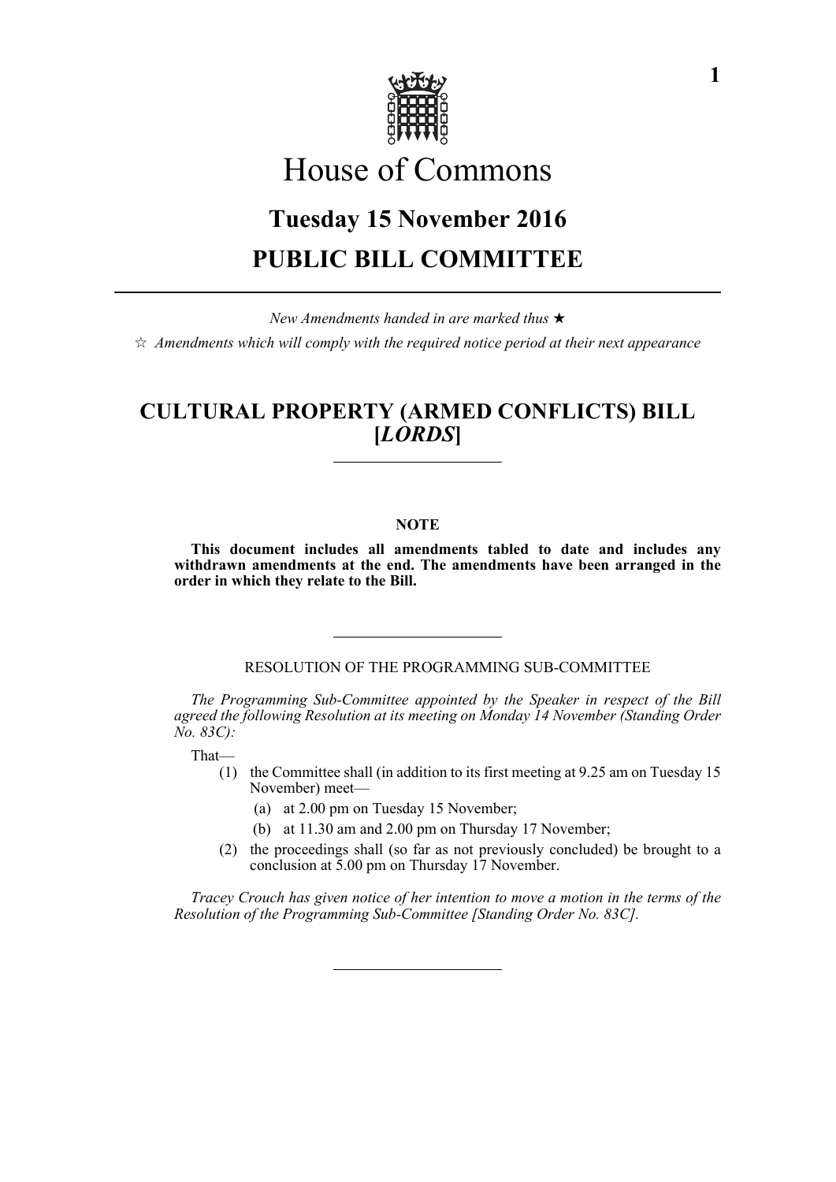# House of Commons

## Tuesday 15 November 2016

## PUBLIC BILL COMMITTEE

---

*New Amendments handed in are marked thus* ★

☆ *Amendments which will comply with the required notice period at their next appearance*

## CULTURAL PROPERTY (ARMED CONFLICTS) BILL [*LORDS*]

---

**NOTE**

**This document includes all amendments tabled to date and includes any withdrawn amendments at the end. The amendments have been arranged in the order in which they relate to the Bill.**

---

RESOLUTION OF THE PROGRAMMING SUB-COMMITTEE

*The Programming Sub-Committee appointed by the Speaker in respect of the Bill agreed the following Resolution at its meeting on Monday 14 November (Standing Order No. 83C):*

That—

(1) the Committee shall (in addition to its first meeting at 9.25 am on Tuesday 15 November) meet—

- (a) at 2.00 pm on Tuesday 15 November;
- (b) at 11.30 am and 2.00 pm on Thursday 17 November;

(2) the proceedings shall (so far as not previously concluded) be brought to a conclusion at 5.00 pm on Thursday 17 November.

*Tracey Crouch has given notice of her intention to move a motion in the terms of the Resolution of the Programming Sub-Committee [Standing Order No. 83C].*

---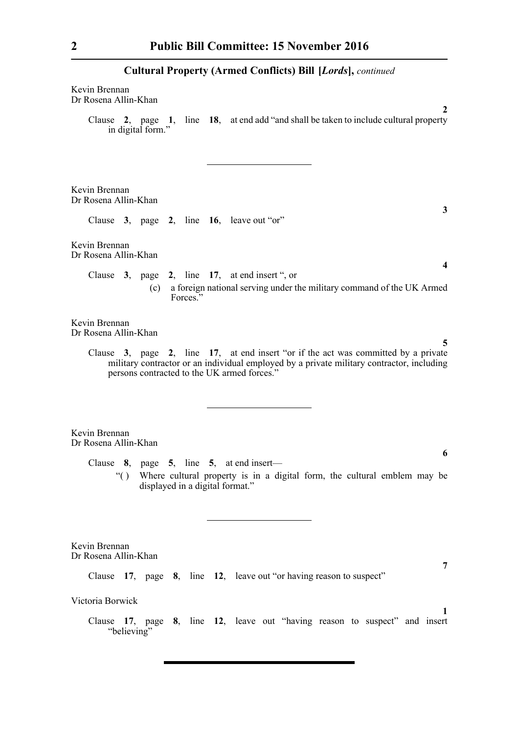## Cultural Property (Armed Conflicts) Bill [*Lords*], *continued*

Kevin Brennan
Dr Rosena Allin-Khan

**2**

Clause **2**, page **1**, line **18**, at end add "and shall be taken to include cultural property in digital form."

---

Kevin Brennan
Dr Rosena Allin-Khan

**3**

Clause **3**, page **2**, line **16**, leave out "or"

Kevin Brennan
Dr Rosena Allin-Khan

**4**

Clause **3**, page **2**, line **17**, at end insert ", or

(c) a foreign national serving under the military command of the UK Armed Forces."

Kevin Brennan
Dr Rosena Allin-Khan

**5**

Clause **3**, page **2**, line **17**, at end insert "or if the act was committed by a private military contractor or an individual employed by a private military contractor, including persons contracted to the UK armed forces."

---

Kevin Brennan
Dr Rosena Allin-Khan

**6**

Clause **8**, page **5**, line **5**, at end insert—

"( ) Where cultural property is in a digital form, the cultural emblem may be displayed in a digital format."

---

Kevin Brennan
Dr Rosena Allin-Khan

**7**

Clause **17**, page **8**, line **12**, leave out "or having reason to suspect"

Victoria Borwick

**1**

Clause **17**, page **8**, line **12**, leave out "having reason to suspect" and insert "believing"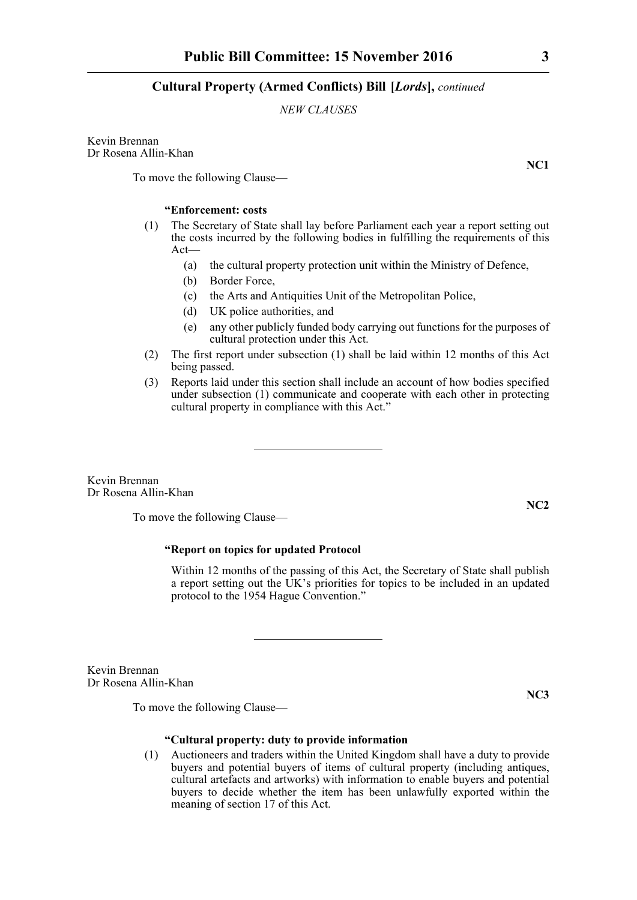*NEW CLAUSES*

Kevin Brennan
Dr Rosena Allin-Khan

**NC1**

To move the following Clause—

**"Enforcement: costs**

(1) The Secretary of State shall lay before Parliament each year a report setting out the costs incurred by the following bodies in fulfilling the requirements of this Act—

  (a) the cultural property protection unit within the Ministry of Defence,

  (b) Border Force,

  (c) the Arts and Antiquities Unit of the Metropolitan Police,

  (d) UK police authorities, and

  (e) any other publicly funded body carrying out functions for the purposes of cultural protection under this Act.

(2) The first report under subsection (1) shall be laid within 12 months of this Act being passed.

(3) Reports laid under this section shall include an account of how bodies specified under subsection (1) communicate and cooperate with each other in protecting cultural property in compliance with this Act."

---

Kevin Brennan
Dr Rosena Allin-Khan

**NC2**

To move the following Clause—

**"Report on topics for updated Protocol**

Within 12 months of the passing of this Act, the Secretary of State shall publish a report setting out the UK's priorities for topics to be included in an updated protocol to the 1954 Hague Convention."

---

Kevin Brennan
Dr Rosena Allin-Khan

**NC3**

To move the following Clause—

**"Cultural property: duty to provide information**

(1) Auctioneers and traders within the United Kingdom shall have a duty to provide buyers and potential buyers of items of cultural property (including antiques, cultural artefacts and artworks) with information to enable buyers and potential buyers to decide whether the item has been unlawfully exported within the meaning of section 17 of this Act.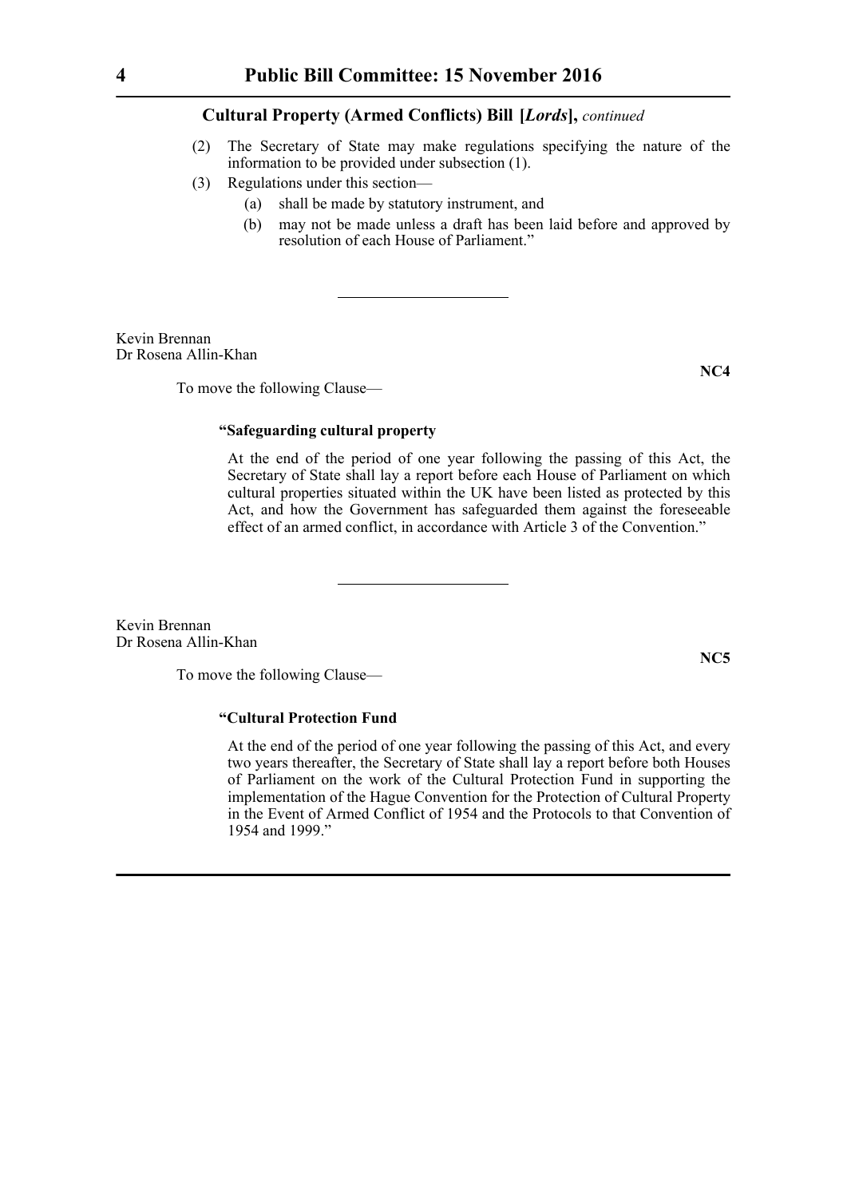(2) The Secretary of State may make regulations specifying the nature of the information to be provided under subsection (1).

(3) Regulations under this section—

   (a) shall be made by statutory instrument, and

   (b) may not be made unless a draft has been laid before and approved by resolution of each House of Parliament."

---

Kevin Brennan
Dr Rosena Allin-Khan

**NC4**

To move the following Clause—

**"Safeguarding cultural property**

At the end of the period of one year following the passing of this Act, the Secretary of State shall lay a report before each House of Parliament on which cultural properties situated within the UK have been listed as protected by this Act, and how the Government has safeguarded them against the foreseeable effect of an armed conflict, in accordance with Article 3 of the Convention."

---

Kevin Brennan
Dr Rosena Allin-Khan

**NC5**

To move the following Clause—

**"Cultural Protection Fund**

At the end of the period of one year following the passing of this Act, and every two years thereafter, the Secretary of State shall lay a report before both Houses of Parliament on the work of the Cultural Protection Fund in supporting the implementation of the Hague Convention for the Protection of Cultural Property in the Event of Armed Conflict of 1954 and the Protocols to that Convention of 1954 and 1999."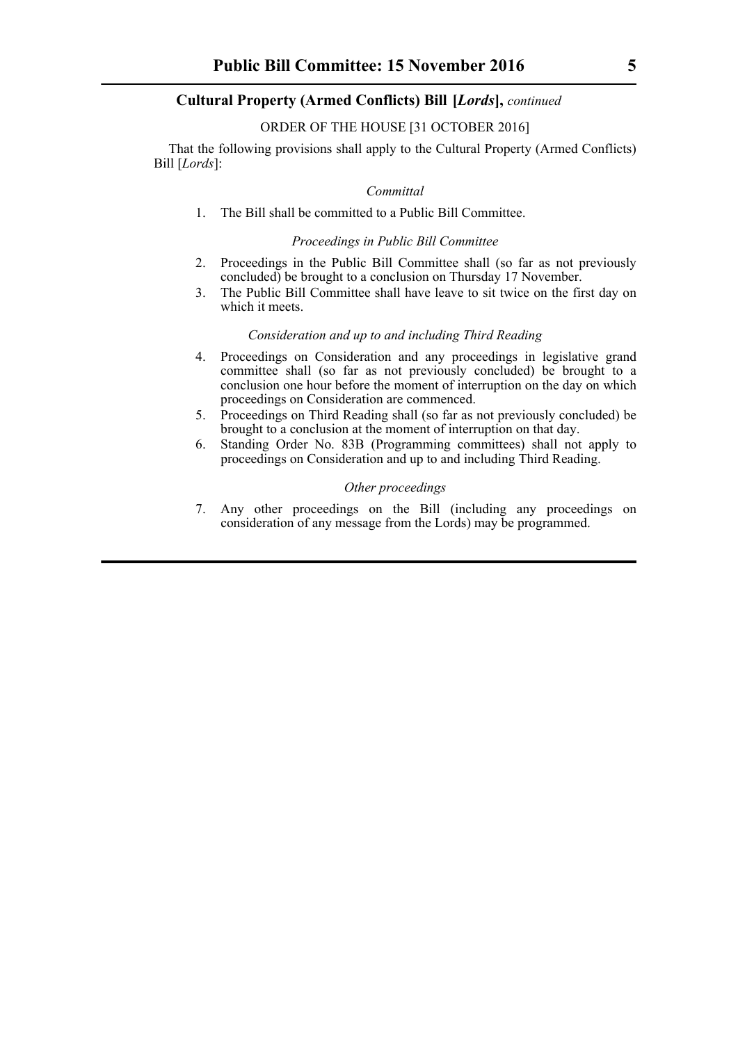## Cultural Property (Armed Conflicts) Bill [*Lords*], *continued*

ORDER OF THE HOUSE [31 OCTOBER 2016]

That the following provisions shall apply to the Cultural Property (Armed Conflicts) Bill [*Lords*]:

*Committal*

1. The Bill shall be committed to a Public Bill Committee.

*Proceedings in Public Bill Committee*

2. Proceedings in the Public Bill Committee shall (so far as not previously concluded) be brought to a conclusion on Thursday 17 November.
3. The Public Bill Committee shall have leave to sit twice on the first day on which it meets.

*Consideration and up to and including Third Reading*

4. Proceedings on Consideration and any proceedings in legislative grand committee shall (so far as not previously concluded) be brought to a conclusion one hour before the moment of interruption on the day on which proceedings on Consideration are commenced.
5. Proceedings on Third Reading shall (so far as not previously concluded) be brought to a conclusion at the moment of interruption on that day.
6. Standing Order No. 83B (Programming committees) shall not apply to proceedings on Consideration and up to and including Third Reading.

*Other proceedings*

7. Any other proceedings on the Bill (including any proceedings on consideration of any message from the Lords) may be programmed.